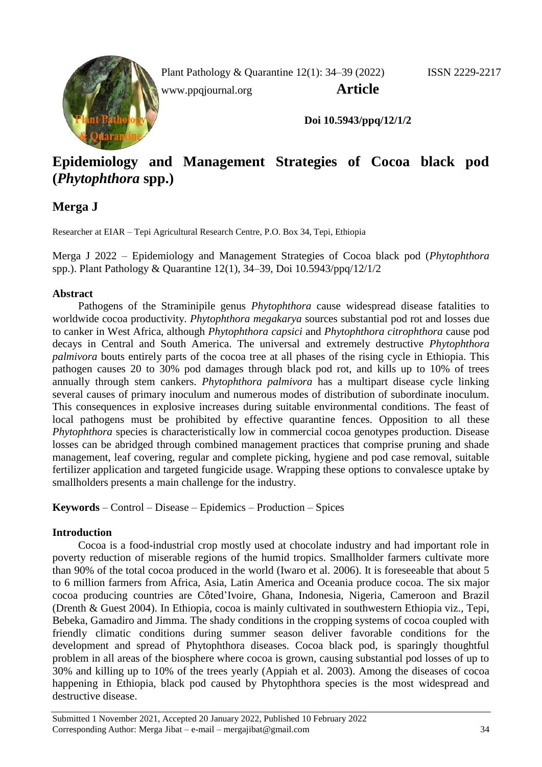**Article**

**Doi 10.5943/ppq/12/1/2**

# Epidemiology and Management Strategies of Cocoa black pod (*Phytophthora* spp.)

## Merga J

Researcher at EIAR – Tepi Agricultural Research Centre, P.O. Box 34, Tepi, Ethiopia

Merga J 2022 – Epidemiology and Management Strategies of Cocoa black pod (*Phytophthora* spp.). Plant Pathology & Quarantine 12(1), 34–39, Doi 10.5943/ppq/12/1/2

### Abstract

Pathogens of the Straminipile genus *Phytophthora* cause widespread disease fatalities to worldwide cocoa productivity. *Phytophthora megakarya* sources substantial pod rot and losses due to canker in West Africa, although *Phytophthora capsici* and *Phytophthora citrophthora* cause pod decays in Central and South America. The universal and extremely destructive *Phytophthora palmivora* bouts entirely parts of the cocoa tree at all phases of the rising cycle in Ethiopia. This pathogen causes 20 to 30% pod damages through black pod rot, and kills up to 10% of trees annually through stem cankers. *Phytophthora palmivora* has a multipart disease cycle linking several causes of primary inoculum and numerous modes of distribution of subordinate inoculum. This consequences in explosive increases during suitable environmental conditions. The feast of local pathogens must be prohibited by effective quarantine fences. Opposition to all these *Phytophthora* species is characteristically low in commercial cocoa genotypes production. Disease losses can be abridged through combined management practices that comprise pruning and shade management, leaf covering, regular and complete picking, hygiene and pod case removal, suitable fertilizer application and targeted fungicide usage. Wrapping these options to convalesce uptake by smallholders presents a main challenge for the industry.

**Keywords** – Control – Disease – Epidemics – Production – Spices

### Introduction

Cocoa is a food-industrial crop mostly used at chocolate industry and had important role in poverty reduction of miserable regions of the humid tropics. Smallholder farmers cultivate more than 90% of the total cocoa produced in the world (Iwaro et al. 2006). It is foreseeable that about 5 to 6 million farmers from Africa, Asia, Latin America and Oceania produce cocoa. The six major cocoa producing countries are Côted'Ivoire, Ghana, Indonesia, Nigeria, Cameroon and Brazil (Drenth & Guest 2004). In Ethiopia, cocoa is mainly cultivated in southwestern Ethiopia viz., Tepi, Bebeka, Gamadiro and Jimma. The shady conditions in the cropping systems of cocoa coupled with friendly climatic conditions during summer season deliver favorable conditions for the development and spread of Phytophthora diseases. Cocoa black pod, is sparingly thoughtful problem in all areas of the biosphere where cocoa is grown, causing substantial pod losses of up to 30% and killing up to 10% of the trees yearly (Appiah et al. 2003). Among the diseases of cocoa happening in Ethiopia, black pod caused by Phytophthora species is the most widespread and destructive disease.

Submitted 1 November 2021, Accepted 20 January 2022, Published 10 February 2022
Corresponding Author: Merga Jibat – e-mail – mergajibat@gmail.com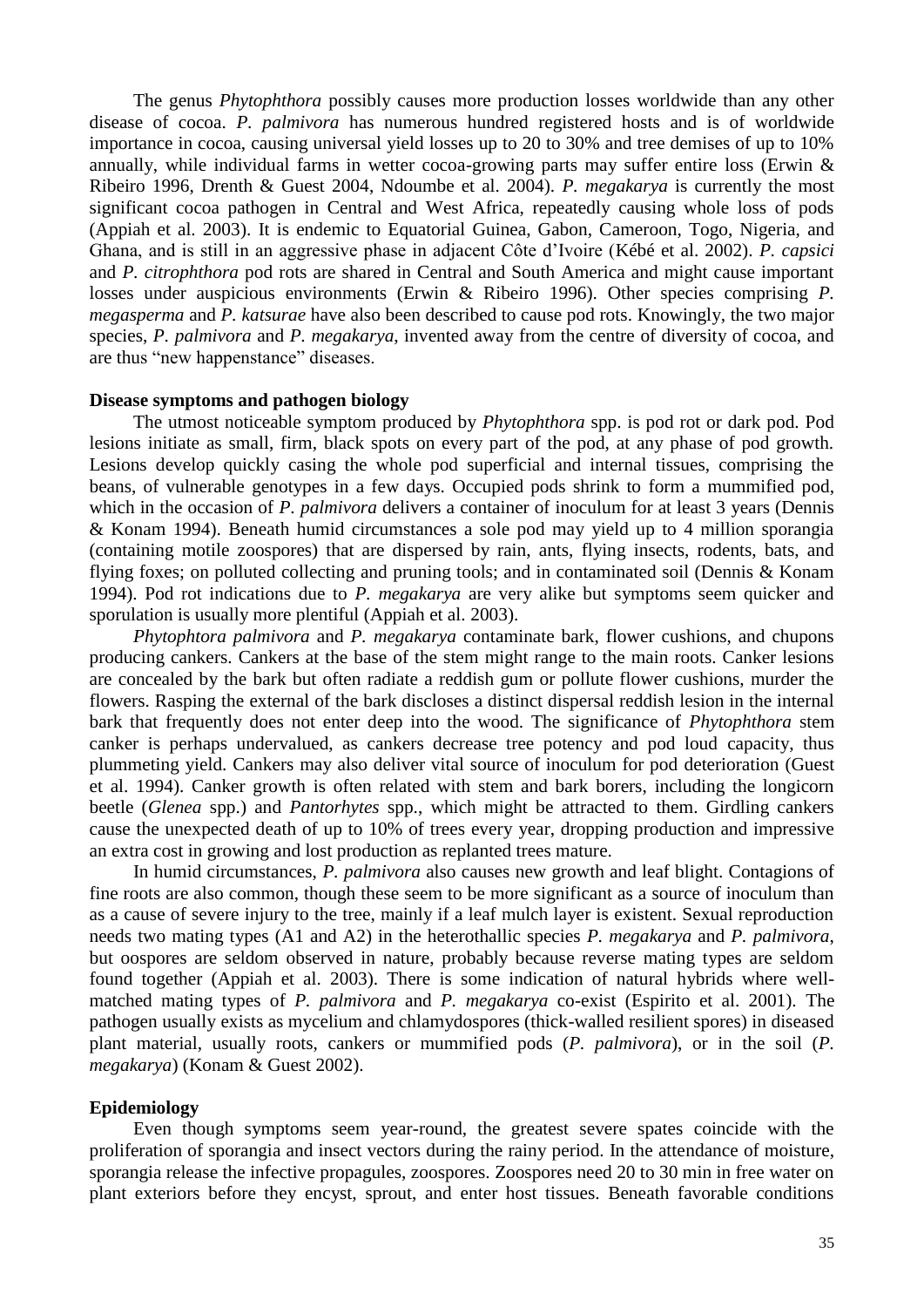The genus *Phytophthora* possibly causes more production losses worldwide than any other disease of cocoa. *P. palmivora* has numerous hundred registered hosts and is of worldwide importance in cocoa, causing universal yield losses up to 20 to 30% and tree demises of up to 10% annually, while individual farms in wetter cocoa-growing parts may suffer entire loss (Erwin & Ribeiro 1996, Drenth & Guest 2004, Ndoumbe et al. 2004). *P. megakarya* is currently the most significant cocoa pathogen in Central and West Africa, repeatedly causing whole loss of pods (Appiah et al. 2003). It is endemic to Equatorial Guinea, Gabon, Cameroon, Togo, Nigeria, and Ghana, and is still in an aggressive phase in adjacent Côte d'Ivoire (Kébé et al. 2002). *P. capsici* and *P. citrophthora* pod rots are shared in Central and South America and might cause important losses under auspicious environments (Erwin & Ribeiro 1996). Other species comprising *P. megasperma* and *P. katsurae* have also been described to cause pod rots. Knowingly, the two major species, *P. palmivora* and *P. megakarya*, invented away from the centre of diversity of cocoa, and are thus "new happenstance" diseases.

**Disease symptoms and pathogen biology**

The utmost noticeable symptom produced by *Phytophthora* spp. is pod rot or dark pod. Pod lesions initiate as small, firm, black spots on every part of the pod, at any phase of pod growth. Lesions develop quickly casing the whole pod superficial and internal tissues, comprising the beans, of vulnerable genotypes in a few days. Occupied pods shrink to form a mummified pod, which in the occasion of *P. palmivora* delivers a container of inoculum for at least 3 years (Dennis & Konam 1994). Beneath humid circumstances a sole pod may yield up to 4 million sporangia (containing motile zoospores) that are dispersed by rain, ants, flying insects, rodents, bats, and flying foxes; on polluted collecting and pruning tools; and in contaminated soil (Dennis & Konam 1994). Pod rot indications due to *P. megakarya* are very alike but symptoms seem quicker and sporulation is usually more plentiful (Appiah et al. 2003).

*Phytophtora palmivora* and *P. megakarya* contaminate bark, flower cushions, and chupons producing cankers. Cankers at the base of the stem might range to the main roots. Canker lesions are concealed by the bark but often radiate a reddish gum or pollute flower cushions, murder the flowers. Rasping the external of the bark discloses a distinct dispersal reddish lesion in the internal bark that frequently does not enter deep into the wood. The significance of *Phytophthora* stem canker is perhaps undervalued, as cankers decrease tree potency and pod loud capacity, thus plummeting yield. Cankers may also deliver vital source of inoculum for pod deterioration (Guest et al. 1994). Canker growth is often related with stem and bark borers, including the longicorn beetle (*Glenea* spp.) and *Pantorhytes* spp., which might be attracted to them. Girdling cankers cause the unexpected death of up to 10% of trees every year, dropping production and impressive an extra cost in growing and lost production as replanted trees mature.

In humid circumstances, *P. palmivora* also causes new growth and leaf blight. Contagions of fine roots are also common, though these seem to be more significant as a source of inoculum than as a cause of severe injury to the tree, mainly if a leaf mulch layer is existent. Sexual reproduction needs two mating types (A1 and A2) in the heterothallic species *P. megakarya* and *P. palmivora*, but oospores are seldom observed in nature, probably because reverse mating types are seldom found together (Appiah et al. 2003). There is some indication of natural hybrids where well-matched mating types of *P. palmivora* and *P. megakarya* co-exist (Espirito et al. 2001). The pathogen usually exists as mycelium and chlamydospores (thick-walled resilient spores) in diseased plant material, usually roots, cankers or mummified pods (*P. palmivora*), or in the soil (*P. megakarya*) (Konam & Guest 2002).

**Epidemiology**

Even though symptoms seem year-round, the greatest severe spates coincide with the proliferation of sporangia and insect vectors during the rainy period. In the attendance of moisture, sporangia release the infective propagules, zoospores. Zoospores need 20 to 30 min in free water on plant exteriors before they encyst, sprout, and enter host tissues. Beneath favorable conditions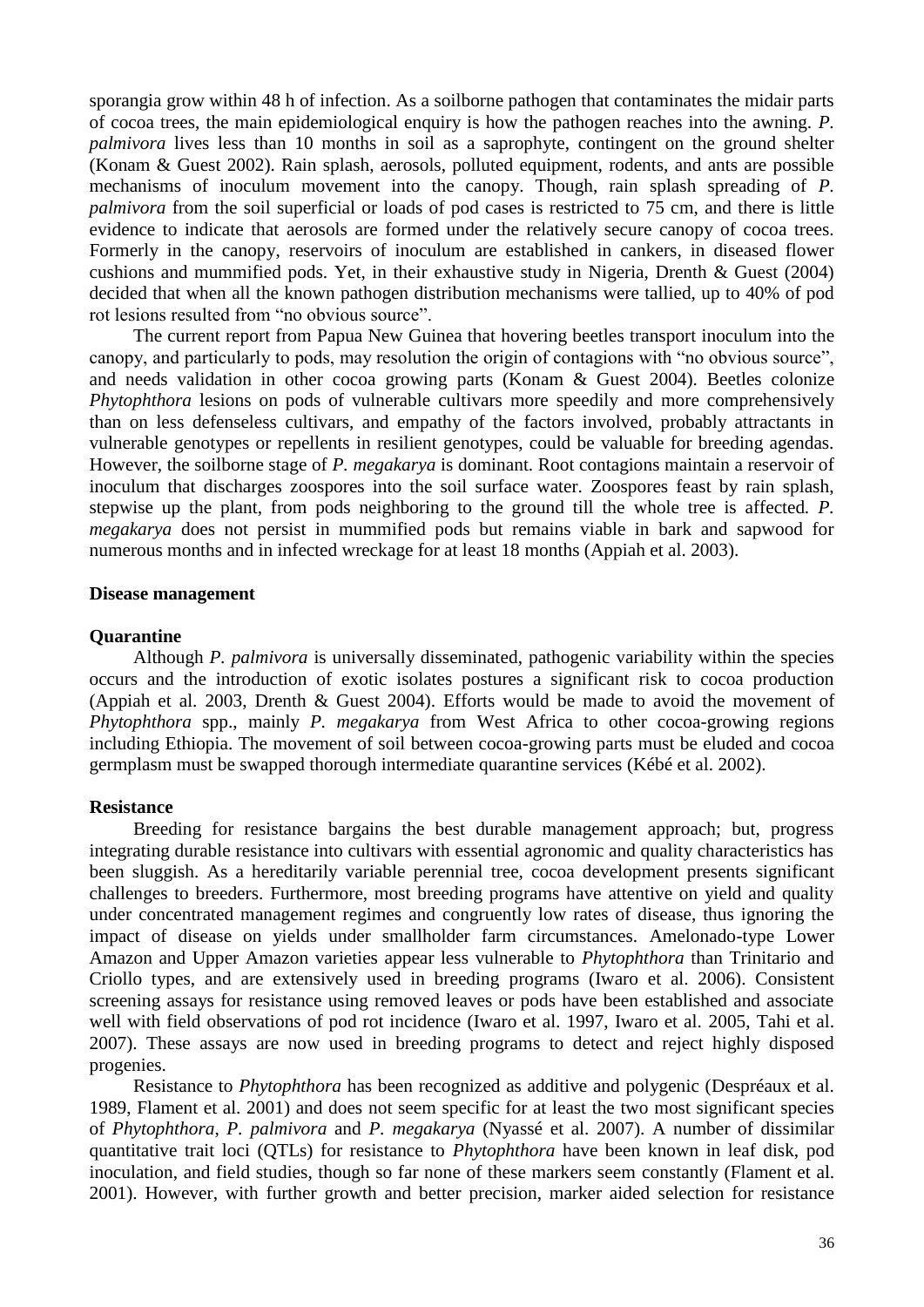sporangia grow within 48 h of infection. As a soilborne pathogen that contaminates the midair parts of cocoa trees, the main epidemiological enquiry is how the pathogen reaches into the awning. *P. palmivora* lives less than 10 months in soil as a saprophyte, contingent on the ground shelter (Konam & Guest 2002). Rain splash, aerosols, polluted equipment, rodents, and ants are possible mechanisms of inoculum movement into the canopy. Though, rain splash spreading of *P. palmivora* from the soil superficial or loads of pod cases is restricted to 75 cm, and there is little evidence to indicate that aerosols are formed under the relatively secure canopy of cocoa trees. Formerly in the canopy, reservoirs of inoculum are established in cankers, in diseased flower cushions and mummified pods. Yet, in their exhaustive study in Nigeria, Drenth & Guest (2004) decided that when all the known pathogen distribution mechanisms were tallied, up to 40% of pod rot lesions resulted from "no obvious source".

The current report from Papua New Guinea that hovering beetles transport inoculum into the canopy, and particularly to pods, may resolution the origin of contagions with "no obvious source", and needs validation in other cocoa growing parts (Konam & Guest 2004). Beetles colonize *Phytophthora* lesions on pods of vulnerable cultivars more speedily and more comprehensively than on less defenseless cultivars, and empathy of the factors involved, probably attractants in vulnerable genotypes or repellents in resilient genotypes, could be valuable for breeding agendas. However, the soilborne stage of *P. megakarya* is dominant. Root contagions maintain a reservoir of inoculum that discharges zoospores into the soil surface water. Zoospores feast by rain splash, stepwise up the plant, from pods neighboring to the ground till the whole tree is affected. *P. megakarya* does not persist in mummified pods but remains viable in bark and sapwood for numerous months and in infected wreckage for at least 18 months (Appiah et al. 2003).

## Disease management

### Quarantine

Although *P. palmivora* is universally disseminated, pathogenic variability within the species occurs and the introduction of exotic isolates postures a significant risk to cocoa production (Appiah et al. 2003, Drenth & Guest 2004). Efforts would be made to avoid the movement of *Phytophthora* spp., mainly *P. megakarya* from West Africa to other cocoa-growing regions including Ethiopia. The movement of soil between cocoa-growing parts must be eluded and cocoa germplasm must be swapped thorough intermediate quarantine services (Kébé et al. 2002).

### Resistance

Breeding for resistance bargains the best durable management approach; but, progress integrating durable resistance into cultivars with essential agronomic and quality characteristics has been sluggish. As a hereditarily variable perennial tree, cocoa development presents significant challenges to breeders. Furthermore, most breeding programs have attentive on yield and quality under concentrated management regimes and congruently low rates of disease, thus ignoring the impact of disease on yields under smallholder farm circumstances. Amelonado-type Lower Amazon and Upper Amazon varieties appear less vulnerable to *Phytophthora* than Trinitario and Criollo types, and are extensively used in breeding programs (Iwaro et al. 2006). Consistent screening assays for resistance using removed leaves or pods have been established and associate well with field observations of pod rot incidence (Iwaro et al. 1997, Iwaro et al. 2005, Tahi et al. 2007). These assays are now used in breeding programs to detect and reject highly disposed progenies.

Resistance to *Phytophthora* has been recognized as additive and polygenic (Despréaux et al. 1989, Flament et al. 2001) and does not seem specific for at least the two most significant species of *Phytophthora*, *P. palmivora* and *P. megakarya* (Nyassé et al. 2007). A number of dissimilar quantitative trait loci (QTLs) for resistance to *Phytophthora* have been known in leaf disk, pod inoculation, and field studies, though so far none of these markers seem constantly (Flament et al. 2001). However, with further growth and better precision, marker aided selection for resistance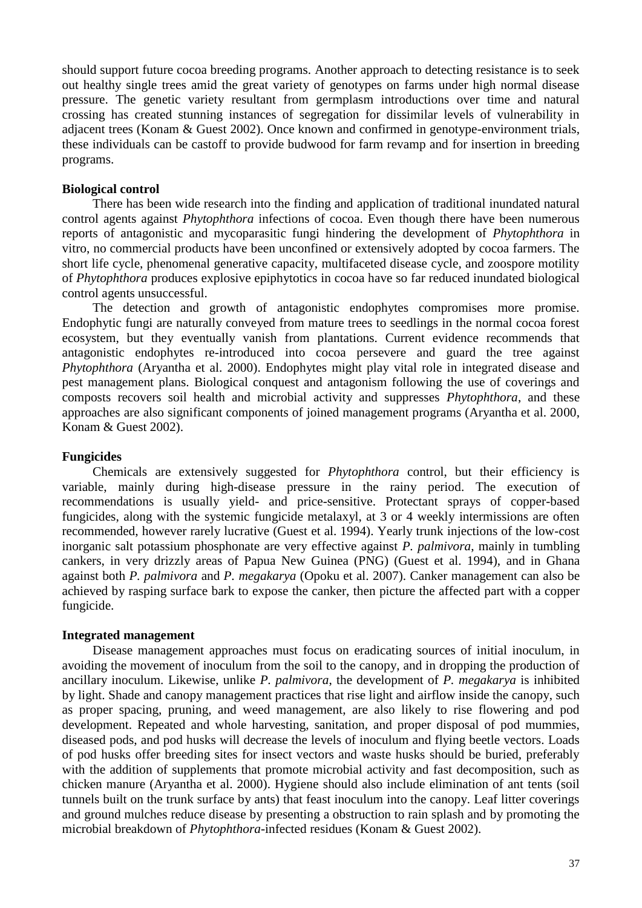should support future cocoa breeding programs. Another approach to detecting resistance is to seek out healthy single trees amid the great variety of genotypes on farms under high normal disease pressure. The genetic variety resultant from germplasm introductions over time and natural crossing has created stunning instances of segregation for dissimilar levels of vulnerability in adjacent trees (Konam & Guest 2002). Once known and confirmed in genotype-environment trials, these individuals can be castoff to provide budwood for farm revamp and for insertion in breeding programs.

**Biological control**

There has been wide research into the finding and application of traditional inundated natural control agents against *Phytophthora* infections of cocoa. Even though there have been numerous reports of antagonistic and mycoparasitic fungi hindering the development of *Phytophthora* in vitro, no commercial products have been unconfined or extensively adopted by cocoa farmers. The short life cycle, phenomenal generative capacity, multifaceted disease cycle, and zoospore motility of *Phytophthora* produces explosive epiphytotics in cocoa have so far reduced inundated biological control agents unsuccessful.

The detection and growth of antagonistic endophytes compromises more promise. Endophytic fungi are naturally conveyed from mature trees to seedlings in the normal cocoa forest ecosystem, but they eventually vanish from plantations. Current evidence recommends that antagonistic endophytes re-introduced into cocoa persevere and guard the tree against *Phytophthora* (Aryantha et al. 2000). Endophytes might play vital role in integrated disease and pest management plans. Biological conquest and antagonism following the use of coverings and composts recovers soil health and microbial activity and suppresses *Phytophthora*, and these approaches are also significant components of joined management programs (Aryantha et al. 2000, Konam & Guest 2002).

**Fungicides**

Chemicals are extensively suggested for *Phytophthora* control, but their efficiency is variable, mainly during high-disease pressure in the rainy period. The execution of recommendations is usually yield- and price-sensitive. Protectant sprays of copper-based fungicides, along with the systemic fungicide metalaxyl, at 3 or 4 weekly intermissions are often recommended, however rarely lucrative (Guest et al. 1994). Yearly trunk injections of the low-cost inorganic salt potassium phosphonate are very effective against *P. palmivora*, mainly in tumbling cankers, in very drizzly areas of Papua New Guinea (PNG) (Guest et al. 1994), and in Ghana against both *P. palmivora* and *P. megakarya* (Opoku et al. 2007). Canker management can also be achieved by rasping surface bark to expose the canker, then picture the affected part with a copper fungicide.

**Integrated management**

Disease management approaches must focus on eradicating sources of initial inoculum, in avoiding the movement of inoculum from the soil to the canopy, and in dropping the production of ancillary inoculum. Likewise, unlike *P. palmivora*, the development of *P. megakarya* is inhibited by light. Shade and canopy management practices that rise light and airflow inside the canopy, such as proper spacing, pruning, and weed management, are also likely to rise flowering and pod development. Repeated and whole harvesting, sanitation, and proper disposal of pod mummies, diseased pods, and pod husks will decrease the levels of inoculum and flying beetle vectors. Loads of pod husks offer breeding sites for insect vectors and waste husks should be buried, preferably with the addition of supplements that promote microbial activity and fast decomposition, such as chicken manure (Aryantha et al. 2000). Hygiene should also include elimination of ant tents (soil tunnels built on the trunk surface by ants) that feast inoculum into the canopy. Leaf litter coverings and ground mulches reduce disease by presenting a obstruction to rain splash and by promoting the microbial breakdown of *Phytophthora*-infected residues (Konam & Guest 2002).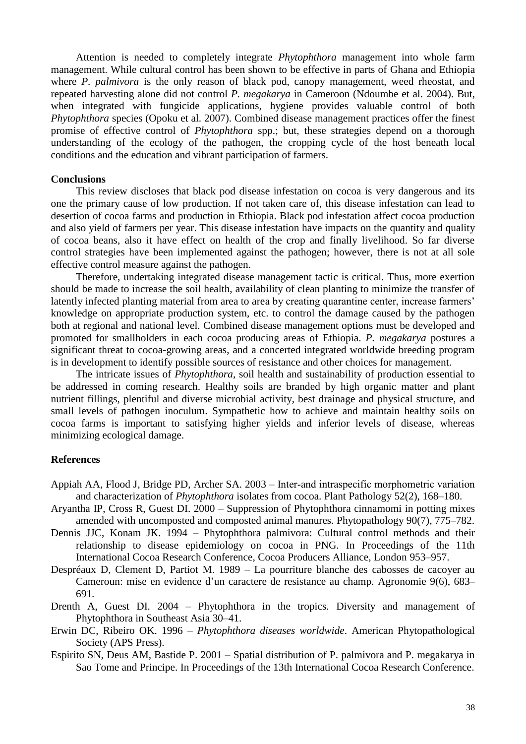Attention is needed to completely integrate *Phytophthora* management into whole farm management. While cultural control has been shown to be effective in parts of Ghana and Ethiopia where *P. palmivora* is the only reason of black pod, canopy management, weed rheostat, and repeated harvesting alone did not control *P. megakarya* in Cameroon (Ndoumbe et al. 2004). But, when integrated with fungicide applications, hygiene provides valuable control of both *Phytophthora* species (Opoku et al. 2007). Combined disease management practices offer the finest promise of effective control of *Phytophthora* spp.; but, these strategies depend on a thorough understanding of the ecology of the pathogen, the cropping cycle of the host beneath local conditions and the education and vibrant participation of farmers.

**Conclusions**

This review discloses that black pod disease infestation on cocoa is very dangerous and its one the primary cause of low production. If not taken care of, this disease infestation can lead to desertion of cocoa farms and production in Ethiopia. Black pod infestation affect cocoa production and also yield of farmers per year. This disease infestation have impacts on the quantity and quality of cocoa beans, also it have effect on health of the crop and finally livelihood. So far diverse control strategies have been implemented against the pathogen; however, there is not at all sole effective control measure against the pathogen.

Therefore, undertaking integrated disease management tactic is critical. Thus, more exertion should be made to increase the soil health, availability of clean planting to minimize the transfer of latently infected planting material from area to area by creating quarantine center, increase farmers' knowledge on appropriate production system, etc. to control the damage caused by the pathogen both at regional and national level. Combined disease management options must be developed and promoted for smallholders in each cocoa producing areas of Ethiopia. *P. megakarya* postures a significant threat to cocoa-growing areas, and a concerted integrated worldwide breeding program is in development to identify possible sources of resistance and other choices for management.

The intricate issues of *Phytophthora*, soil health and sustainability of production essential to be addressed in coming research. Healthy soils are branded by high organic matter and plant nutrient fillings, plentiful and diverse microbial activity, best drainage and physical structure, and small levels of pathogen inoculum. Sympathetic how to achieve and maintain healthy soils on cocoa farms is important to satisfying higher yields and inferior levels of disease, whereas minimizing ecological damage.

**References**

Appiah AA, Flood J, Bridge PD, Archer SA. 2003 – Inter-and intraspecific morphometric variation and characterization of *Phytophthora* isolates from cocoa. Plant Pathology 52(2), 168–180.

Aryantha IP, Cross R, Guest DI. 2000 – Suppression of Phytophthora cinnamomi in potting mixes amended with uncomposted and composted animal manures. Phytopathology 90(7), 775–782.

Dennis JJC, Konam JK. 1994 – Phytophthora palmivora: Cultural control methods and their relationship to disease epidemiology on cocoa in PNG. In Proceedings of the 11th International Cocoa Research Conference, Cocoa Producers Alliance, London 953–957.

Despréaux D, Clement D, Partiot M. 1989 – La pourriture blanche des cabosses de cacoyer au Cameroun: mise en evidence d'un caractere de resistance au champ. Agronomie 9(6), 683–691.

Drenth A, Guest DI. 2004 – Phytophthora in the tropics. Diversity and management of Phytophthora in Southeast Asia 30–41.

Erwin DC, Ribeiro OK. 1996 – *Phytophthora diseases worldwide*. American Phytopathological Society (APS Press).

Espirito SN, Deus AM, Bastide P. 2001 – Spatial distribution of P. palmivora and P. megakarya in Sao Tome and Principe. In Proceedings of the 13th International Cocoa Research Conference.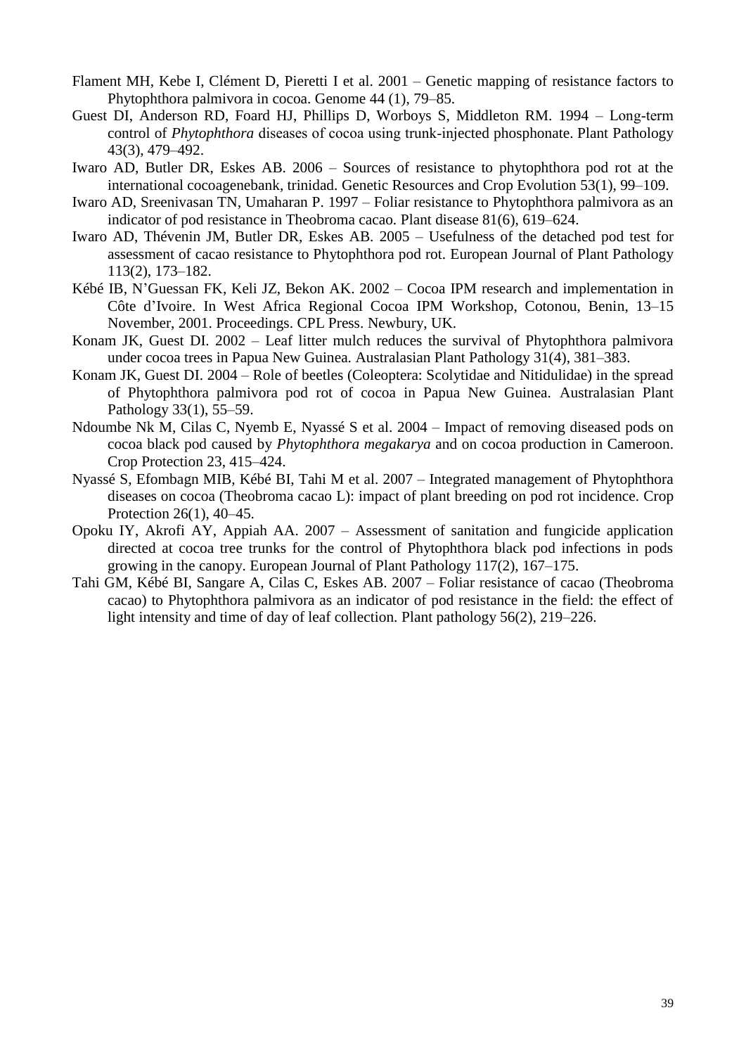Flament MH, Kebe I, Clément D, Pieretti I et al. 2001 – Genetic mapping of resistance factors to Phytophthora palmivora in cocoa. Genome 44 (1), 79–85.

Guest DI, Anderson RD, Foard HJ, Phillips D, Worboys S, Middleton RM. 1994 – Long-term control of *Phytophthora* diseases of cocoa using trunk-injected phosphonate. Plant Pathology 43(3), 479–492.

Iwaro AD, Butler DR, Eskes AB. 2006 – Sources of resistance to phytophthora pod rot at the international cocoagenebank, trinidad. Genetic Resources and Crop Evolution 53(1), 99–109.

Iwaro AD, Sreenivasan TN, Umaharan P. 1997 – Foliar resistance to Phytophthora palmivora as an indicator of pod resistance in Theobroma cacao. Plant disease 81(6), 619–624.

Iwaro AD, Thévenin JM, Butler DR, Eskes AB. 2005 – Usefulness of the detached pod test for assessment of cacao resistance to Phytophthora pod rot. European Journal of Plant Pathology 113(2), 173–182.

Kébé IB, N'Guessan FK, Keli JZ, Bekon AK. 2002 – Cocoa IPM research and implementation in Côte d'Ivoire. In West Africa Regional Cocoa IPM Workshop, Cotonou, Benin, 13–15 November, 2001. Proceedings. CPL Press. Newbury, UK.

Konam JK, Guest DI. 2002 – Leaf litter mulch reduces the survival of Phytophthora palmivora under cocoa trees in Papua New Guinea. Australasian Plant Pathology 31(4), 381–383.

Konam JK, Guest DI. 2004 – Role of beetles (Coleoptera: Scolytidae and Nitidulidae) in the spread of Phytophthora palmivora pod rot of cocoa in Papua New Guinea. Australasian Plant Pathology 33(1), 55–59.

Ndoumbe Nk M, Cilas C, Nyemb E, Nyassé S et al. 2004 – Impact of removing diseased pods on cocoa black pod caused by *Phytophthora megakarya* and on cocoa production in Cameroon. Crop Protection 23, 415–424.

Nyassé S, Efombagn MIB, Kébé BI, Tahi M et al. 2007 – Integrated management of Phytophthora diseases on cocoa (Theobroma cacao L): impact of plant breeding on pod rot incidence. Crop Protection 26(1), 40–45.

Opoku IY, Akrofi AY, Appiah AA. 2007 – Assessment of sanitation and fungicide application directed at cocoa tree trunks for the control of Phytophthora black pod infections in pods growing in the canopy. European Journal of Plant Pathology 117(2), 167–175.

Tahi GM, Kébé BI, Sangare A, Cilas C, Eskes AB. 2007 – Foliar resistance of cacao (Theobroma cacao) to Phytophthora palmivora as an indicator of pod resistance in the field: the effect of light intensity and time of day of leaf collection. Plant pathology 56(2), 219–226.